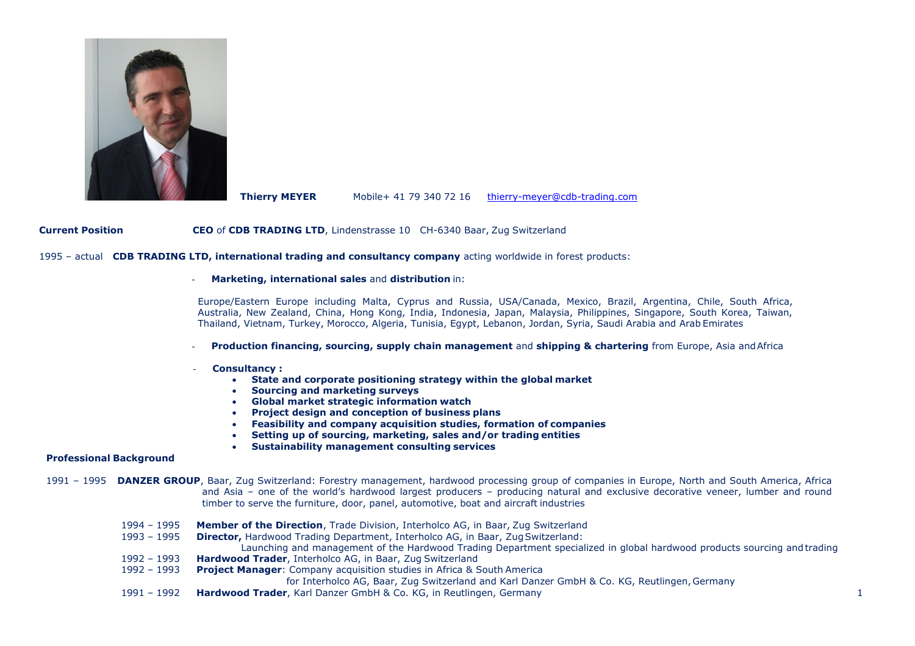**Thierry MEYER** Mobile+ 41 79 340 72 16 thierry-meyer@cdb-trading.com

**Current Position** **CEO** of **CDB TRADING LTD**, Lindenstrasse 10 CH-6340 Baar, Zug Switzerland

1995 – actual **CDB TRADING LTD, international trading and consultancy company** acting worldwide in forest products:

- **Marketing, international sales** and **distribution** in:

  Europe/Eastern Europe including Malta, Cyprus and Russia, USA/Canada, Mexico, Brazil, Argentina, Chile, South Africa, Australia, New Zealand, China, Hong Kong, India, Indonesia, Japan, Malaysia, Philippines, Singapore, South Korea, Taiwan, Thailand, Vietnam, Turkey, Morocco, Algeria, Tunisia, Egypt, Lebanon, Jordan, Syria, Saudi Arabia and Arab Emirates

- **Production financing, sourcing, supply chain management** and **shipping & chartering** from Europe, Asia and Africa

- **Consultancy :**
  - **State and corporate positioning strategy within the global market**
  - **Sourcing and marketing surveys**
  - **Global market strategic information watch**
  - **Project design and conception of business plans**
  - **Feasibility and company acquisition studies, formation of companies**
  - **Setting up of sourcing, marketing, sales and/or trading entities**
  - **Sustainability management consulting services**

**Professional Background**

1991 – 1995 **DANZER GROUP**, Baar, Zug Switzerland: Forestry management, hardwood processing group of companies in Europe, North and South America, Africa and Asia – one of the world's hardwood largest producers – producing natural and exclusive decorative veneer, lumber and round timber to serve the furniture, door, panel, automotive, boat and aircraft industries

- 1994 – 1995 **Member of the Direction**, Trade Division, Interholco AG, in Baar, Zug Switzerland
- 1993 – 1995 **Director,** Hardwood Trading Department, Interholco AG, in Baar, Zug Switzerland:
  Launching and management of the Hardwood Trading Department specialized in global hardwood products sourcing and trading
- 1992 – 1993 **Hardwood Trader**, Interholco AG, in Baar, Zug Switzerland
- 1992 – 1993 **Project Manager**: Company acquisition studies in Africa & South America
  for Interholco AG, Baar, Zug Switzerland and Karl Danzer GmbH & Co. KG, Reutlingen, Germany
- 1991 – 1992 **Hardwood Trader**, Karl Danzer GmbH & Co. KG, in Reutlingen, Germany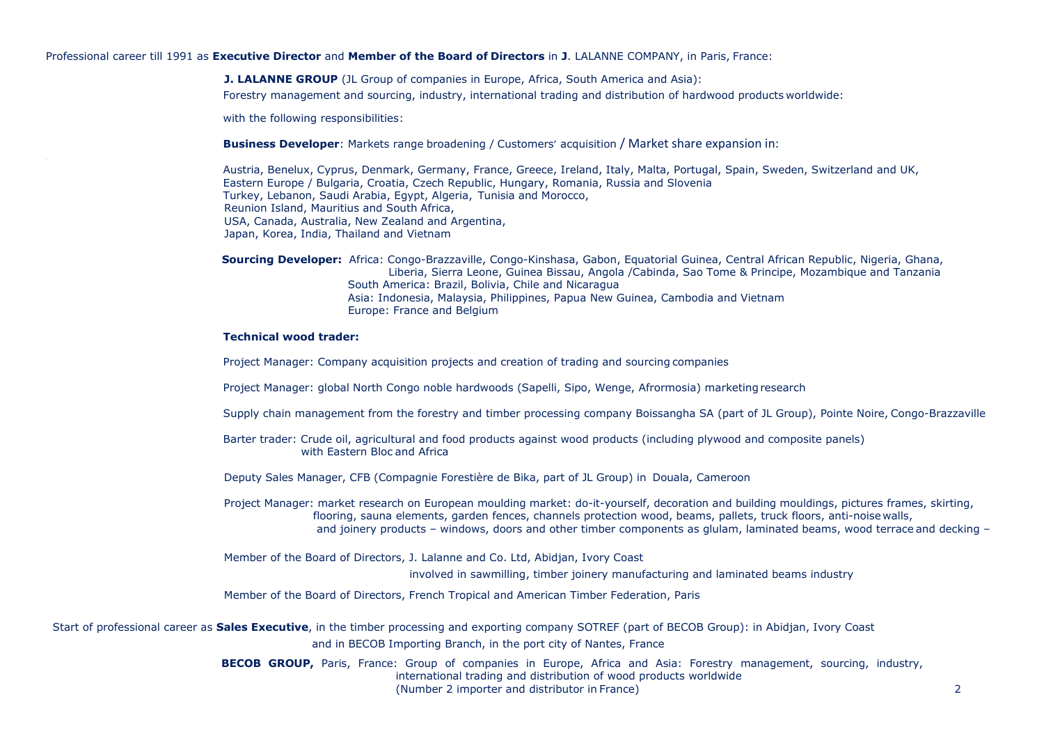Professional career till 1991 as **Executive Director** and **Member of the Board of Directors** in **J**. LALANNE COMPANY, in Paris, France:

**J. LALANNE GROUP** (JL Group of companies in Europe, Africa, South America and Asia):
Forestry management and sourcing, industry, international trading and distribution of hardwood products worldwide:

with the following responsibilities:

**Business Developer**: Markets range broadening / Customers' acquisition / Market share expansion in:

Austria, Benelux, Cyprus, Denmark, Germany, France, Greece, Ireland, Italy, Malta, Portugal, Spain, Sweden, Switzerland and UK,
Eastern Europe / Bulgaria, Croatia, Czech Republic, Hungary, Romania, Russia and Slovenia
Turkey, Lebanon, Saudi Arabia, Egypt, Algeria, Tunisia and Morocco,
Reunion Island, Mauritius and South Africa,
USA, Canada, Australia, New Zealand and Argentina,
Japan, Korea, India, Thailand and Vietnam

**Sourcing Developer:** Africa: Congo-Brazzaville, Congo-Kinshasa, Gabon, Equatorial Guinea, Central African Republic, Nigeria, Ghana, Liberia, Sierra Leone, Guinea Bissau, Angola /Cabinda, Sao Tome & Principe, Mozambique and Tanzania
South America: Brazil, Bolivia, Chile and Nicaragua
Asia: Indonesia, Malaysia, Philippines, Papua New Guinea, Cambodia and Vietnam
Europe: France and Belgium

**Technical wood trader:**

Project Manager: Company acquisition projects and creation of trading and sourcing companies

Project Manager: global North Congo noble hardwoods (Sapelli, Sipo, Wenge, Afrormosia) marketing research

Supply chain management from the forestry and timber processing company Boissangha SA (part of JL Group), Pointe Noire, Congo-Brazzaville

Barter trader: Crude oil, agricultural and food products against wood products (including plywood and composite panels) with Eastern Bloc and Africa

Deputy Sales Manager, CFB (Compagnie Forestière de Bika, part of JL Group) in Douala, Cameroon

Project Manager: market research on European moulding market: do-it-yourself, decoration and building mouldings, pictures frames, skirting, flooring, sauna elements, garden fences, channels protection wood, beams, pallets, truck floors, anti-noise walls, and joinery products – windows, doors and other timber components as glulam, laminated beams, wood terrace and decking –

Member of the Board of Directors, J. Lalanne and Co. Ltd, Abidjan, Ivory Coast
involved in sawmilling, timber joinery manufacturing and laminated beams industry

Member of the Board of Directors, French Tropical and American Timber Federation, Paris

Start of professional career as **Sales Executive**, in the timber processing and exporting company SOTREF (part of BECOB Group): in Abidjan, Ivory Coast and in BECOB Importing Branch, in the port city of Nantes, France

**BECOB GROUP,** Paris, France: Group of companies in Europe, Africa and Asia: Forestry management, sourcing, industry, international trading and distribution of wood products worldwide
(Number 2 importer and distributor in France)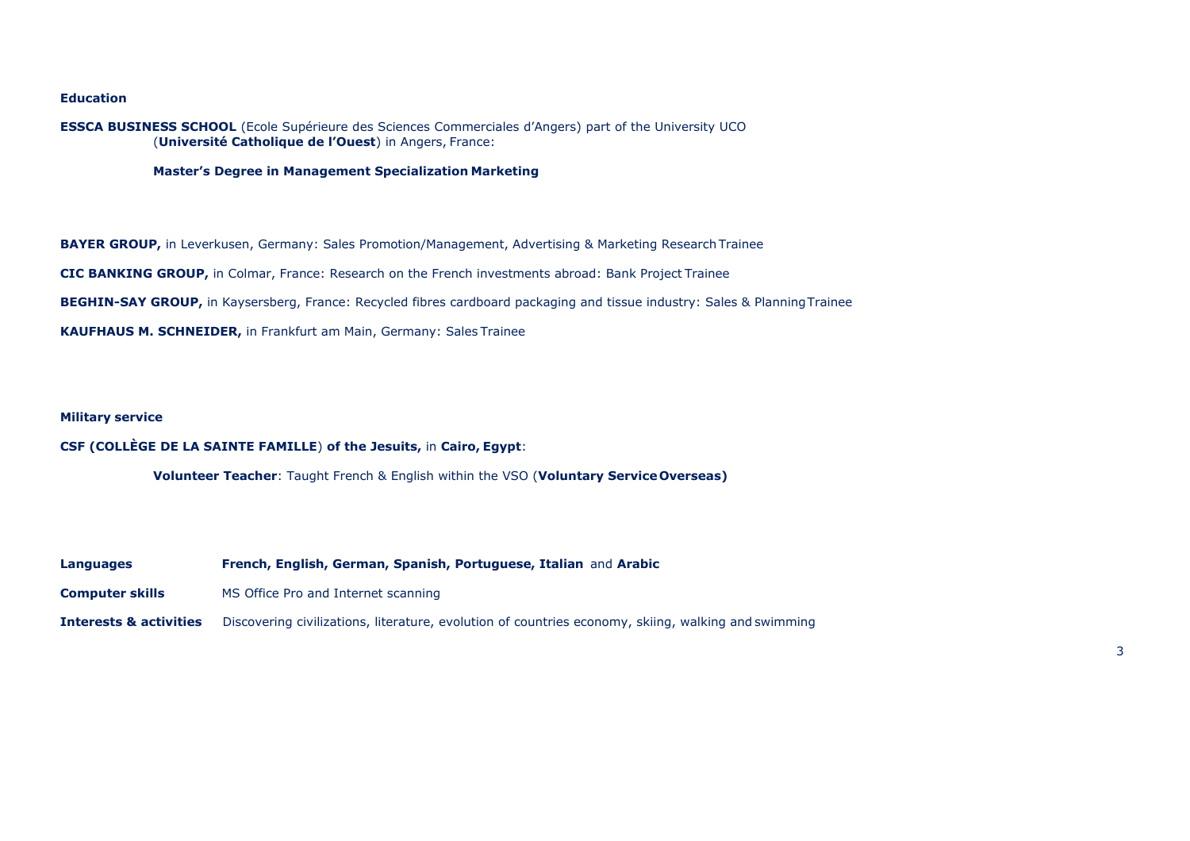**Education**

**ESSCA BUSINESS SCHOOL** (Ecole Supérieure des Sciences Commerciales d'Angers) part of the University UCO (**Université Catholique de l'Ouest**) in Angers, France:

**Master's Degree in Management Specialization Marketing**

**BAYER GROUP,** in Leverkusen, Germany: Sales Promotion/Management, Advertising & Marketing Research Trainee

**CIC BANKING GROUP,** in Colmar, France: Research on the French investments abroad: Bank Project Trainee

**BEGHIN-SAY GROUP,** in Kaysersberg, France: Recycled fibres cardboard packaging and tissue industry: Sales & Planning Trainee

**KAUFHAUS M. SCHNEIDER,** in Frankfurt am Main, Germany: Sales Trainee

**Military service**

**CSF (COLLÈGE DE LA SAINTE FAMILLE**) **of the Jesuits,** in **Cairo, Egypt**:

**Volunteer Teacher**: Taught French & English within the VSO (**Voluntary Service Overseas)**

**Languages** **French, English, German, Spanish, Portuguese, Italian** and **Arabic**

**Computer skills** MS Office Pro and Internet scanning

**Interests & activities** Discovering civilizations, literature, evolution of countries economy, skiing, walking and swimming